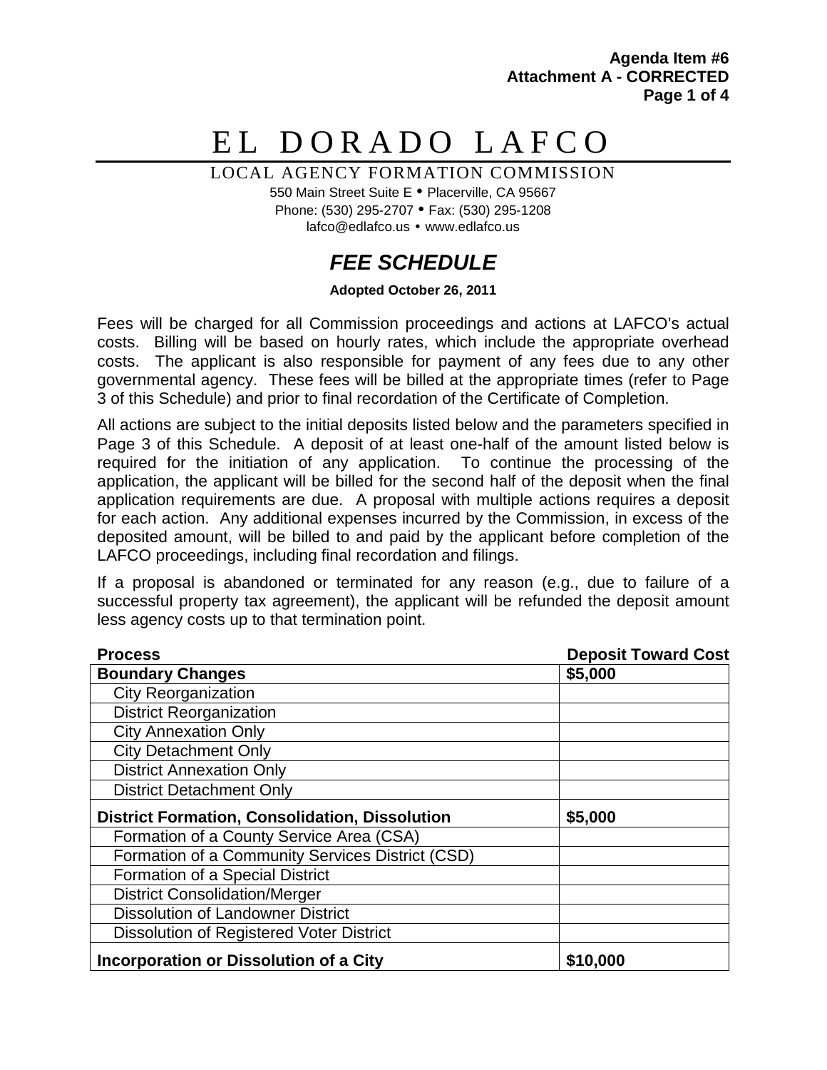**Agenda Item #6**
**Attachment A - CORRECTED**

# EL DORADO LAFCO

LOCAL AGENCY FORMATION COMMISSION

550 Main Street Suite E • Placerville, CA 95667
Phone: (530) 295-2707 • Fax: (530) 295-1208
lafco@edlafco.us • www.edlafco.us

## *FEE SCHEDULE*

**Adopted October 26, 2011**

Fees will be charged for all Commission proceedings and actions at LAFCO's actual costs. Billing will be based on hourly rates, which include the appropriate overhead costs. The applicant is also responsible for payment of any fees due to any other governmental agency. These fees will be billed at the appropriate times (refer to Page 3 of this Schedule) and prior to final recordation of the Certificate of Completion.

All actions are subject to the initial deposits listed below and the parameters specified in Page 3 of this Schedule. A deposit of at least one-half of the amount listed below is required for the initiation of any application. To continue the processing of the application, the applicant will be billed for the second half of the deposit when the final application requirements are due. A proposal with multiple actions requires a deposit for each action. Any additional expenses incurred by the Commission, in excess of the deposited amount, will be billed to and paid by the applicant before completion of the LAFCO proceedings, including final recordation and filings.

If a proposal is abandoned or terminated for any reason (e.g., due to failure of a successful property tax agreement), the applicant will be refunded the deposit amount less agency costs up to that termination point.

| Process | Deposit Toward Cost |
|---|---|
| **Boundary Changes** | **$5,000** |
| City Reorganization | |
| District Reorganization | |
| City Annexation Only | |
| City Detachment Only | |
| District Annexation Only | |
| District Detachment Only | |
| **District Formation, Consolidation, Dissolution** | **$5,000** |
| Formation of a County Service Area (CSA) | |
| Formation of a Community Services District (CSD) | |
| Formation of a Special District | |
| District Consolidation/Merger | |
| Dissolution of Landowner District | |
| Dissolution of Registered Voter District | |
| **Incorporation or Dissolution of a City** | **$10,000** |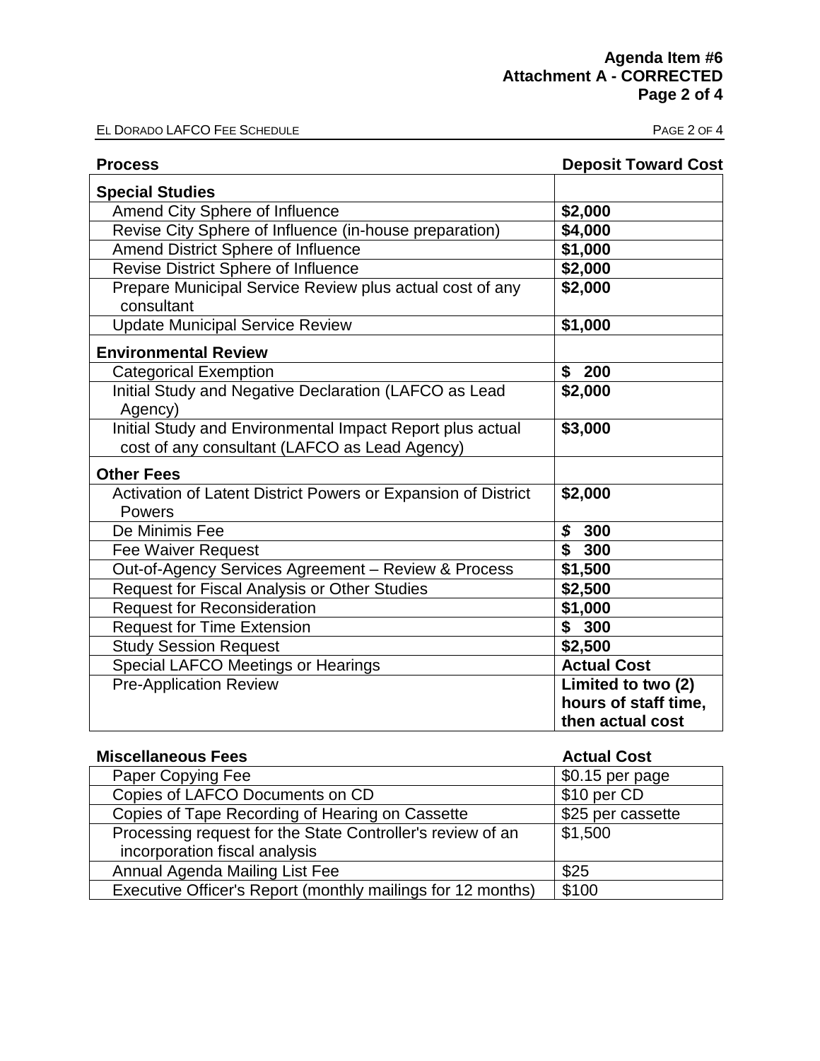**Agenda Item #6**
**Attachment A - CORRECTED**
**Page 2 of 4**

| **Process** | **Deposit Toward Cost** |
|---|---|
| **Special Studies** | |
| Amend City Sphere of Influence | **$2,000** |
| Revise City Sphere of Influence (in-house preparation) | **$4,000** |
| Amend District Sphere of Influence | **$1,000** |
| Revise District Sphere of Influence | **$2,000** |
| Prepare Municipal Service Review plus actual cost of any consultant | **$2,000** |
| Update Municipal Service Review | **$1,000** |
| **Environmental Review** | |
| Categorical Exemption | **$ 200** |
| Initial Study and Negative Declaration (LAFCO as Lead Agency) | **$2,000** |
| Initial Study and Environmental Impact Report plus actual cost of any consultant (LAFCO as Lead Agency) | **$3,000** |
| **Other Fees** | |
| Activation of Latent District Powers or Expansion of District Powers | **$2,000** |
| De Minimis Fee | ***$* 300** |
| Fee Waiver Request | **$ 300** |
| Out-of-Agency Services Agreement – Review & Process | **$1,500** |
| Request for Fiscal Analysis or Other Studies | **$2,500** |
| Request for Reconsideration | **$1,000** |
| Request for Time Extension | **$ 300** |
| Study Session Request | **$2,500** |
| Special LAFCO Meetings or Hearings | **Actual Cost** |
| Pre-Application Review | **Limited to two (2) hours of staff time, then actual cost** |

| **Miscellaneous Fees** | **Actual Cost** |
|---|---|
| Paper Copying Fee | $0.15 per page |
| Copies of LAFCO Documents on CD | $10 per CD |
| Copies of Tape Recording of Hearing on Cassette | $25 per cassette |
| Processing request for the State Controller's review of an incorporation fiscal analysis | $1,500 |
| Annual Agenda Mailing List Fee | $25 |
| Executive Officer's Report (monthly mailings for 12 months) | $100 |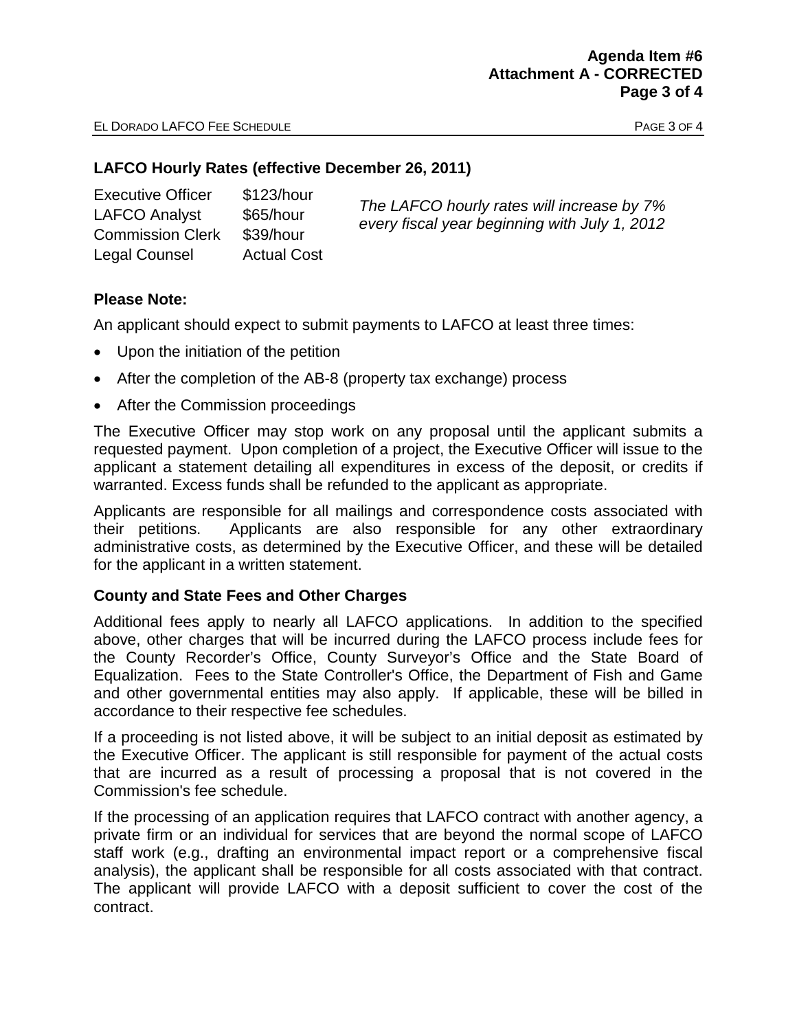## LAFCO Hourly Rates (effective December 26, 2011)

| | |
|---|---|
| Executive Officer | $123/hour |
| LAFCO Analyst | $65/hour |
| Commission Clerk | $39/hour |
| Legal Counsel | Actual Cost |

*The LAFCO hourly rates will increase by 7% every fiscal year beginning with July 1, 2012*

### Please Note:

An applicant should expect to submit payments to LAFCO at least three times:

- Upon the initiation of the petition
- After the completion of the AB-8 (property tax exchange) process
- After the Commission proceedings

The Executive Officer may stop work on any proposal until the applicant submits a requested payment. Upon completion of a project, the Executive Officer will issue to the applicant a statement detailing all expenditures in excess of the deposit, or credits if warranted. Excess funds shall be refunded to the applicant as appropriate.

Applicants are responsible for all mailings and correspondence costs associated with their petitions. Applicants are also responsible for any other extraordinary administrative costs, as determined by the Executive Officer, and these will be detailed for the applicant in a written statement.

### County and State Fees and Other Charges

Additional fees apply to nearly all LAFCO applications. In addition to the specified above, other charges that will be incurred during the LAFCO process include fees for the County Recorder's Office, County Surveyor's Office and the State Board of Equalization. Fees to the State Controller's Office, the Department of Fish and Game and other governmental entities may also apply. If applicable, these will be billed in accordance to their respective fee schedules.

If a proceeding is not listed above, it will be subject to an initial deposit as estimated by the Executive Officer. The applicant is still responsible for payment of the actual costs that are incurred as a result of processing a proposal that is not covered in the Commission's fee schedule.

If the processing of an application requires that LAFCO contract with another agency, a private firm or an individual for services that are beyond the normal scope of LAFCO staff work (e.g., drafting an environmental impact report or a comprehensive fiscal analysis), the applicant shall be responsible for all costs associated with that contract. The applicant will provide LAFCO with a deposit sufficient to cover the cost of the contract.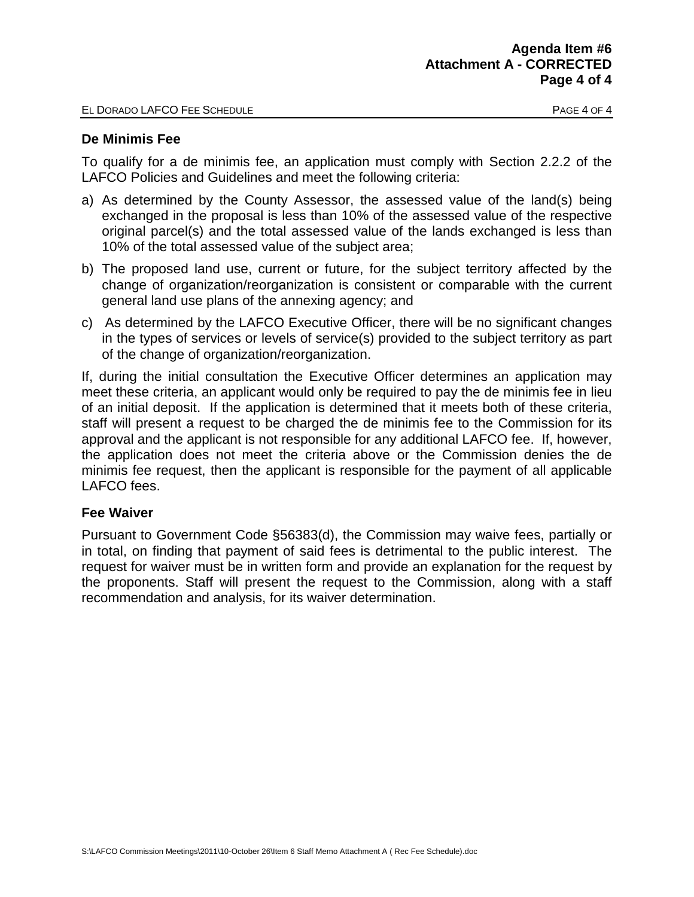## De Minimis Fee

To qualify for a de minimis fee, an application must comply with Section 2.2.2 of the LAFCO Policies and Guidelines and meet the following criteria:

a) As determined by the County Assessor, the assessed value of the land(s) being exchanged in the proposal is less than 10% of the assessed value of the respective original parcel(s) and the total assessed value of the lands exchanged is less than 10% of the total assessed value of the subject area;

b) The proposed land use, current or future, for the subject territory affected by the change of organization/reorganization is consistent or comparable with the current general land use plans of the annexing agency; and

c) As determined by the LAFCO Executive Officer, there will be no significant changes in the types of services or levels of service(s) provided to the subject territory as part of the change of organization/reorganization.

If, during the initial consultation the Executive Officer determines an application may meet these criteria, an applicant would only be required to pay the de minimis fee in lieu of an initial deposit. If the application is determined that it meets both of these criteria, staff will present a request to be charged the de minimis fee to the Commission for its approval and the applicant is not responsible for any additional LAFCO fee. If, however, the application does not meet the criteria above or the Commission denies the de minimis fee request, then the applicant is responsible for the payment of all applicable LAFCO fees.

## Fee Waiver

Pursuant to Government Code §56383(d), the Commission may waive fees, partially or in total, on finding that payment of said fees is detrimental to the public interest. The request for waiver must be in written form and provide an explanation for the request by the proponents. Staff will present the request to the Commission, along with a staff recommendation and analysis, for its waiver determination.